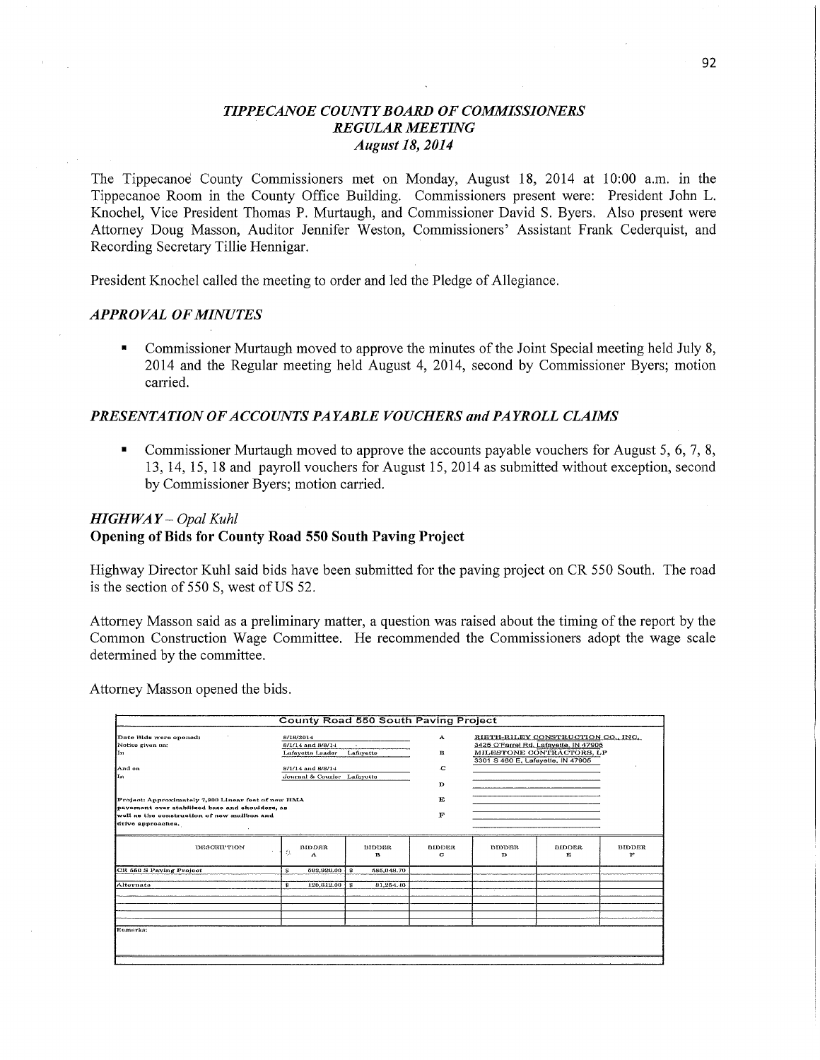# *TIPPECANOE COUNTY BOARD OF COMMISSIONERS*
## *REGULAR MEETING*
### *August 18, 2014*

The Tippecanoe County Commissioners met on Monday, August 18, 2014 at 10:00 a.m. in the Tippecanoe Room in the County Office Building. Commissioners present were: President John L. Knochel, Vice President Thomas P. Murtaugh, and Commissioner David S. Byers. Also present were Attorney Doug Masson, Auditor Jennifer Weston, Commissioners' Assistant Frank Cederquist, and Recording Secretary Tillie Hennigar.

President Knochel called the meeting to order and led the Pledge of Allegiance.

### *APPROVAL OF MINUTES*

- Commissioner Murtaugh moved to approve the minutes of the Joint Special meeting held July 8, 2014 and the Regular meeting held August 4, 2014, second by Commissioner Byers; motion carried.

### *PRESENTATION OF ACCOUNTS PAYABLE VOUCHERS and PAYROLL CLAIMS*

- Commissioner Murtaugh moved to approve the accounts payable vouchers for August 5, 6, 7, 8, 13, 14, 15, 18 and payroll vouchers for August 15, 2014 as submitted without exception, second by Commissioner Byers; motion carried.

### *HIGHWAY – Opal Kuhl*
**Opening of Bids for County Road 550 South Paving Project**

Highway Director Kuhl said bids have been submitted for the paving project on CR 550 South. The road is the section of 550 S, west of US 52.

Attorney Masson said as a preliminary matter, a question was raised about the timing of the report by the Common Construction Wage Committee. He recommended the Commissioners adopt the wage scale determined by the committee.

Attorney Masson opened the bids.

**County Road 550 South Paving Project**

Date Bids were opened: 8/18/2014
Notice given on: 8/1/14 and 8/8/14
In: Lafayette Leader Lafayette
And on: 8/1/14 and 8/8/14
In: Journal & Courier Lafayette

Project: Approximately 7,900 Linear feet of new HMA pavement over stabilized base and shoulders, as well as the construction of new mailbox and drive approaches.

A: RIETH-RILEY CONSTRUCTION CO., INC. 3425 O'Ferrel Rd. Lafayette, IN 47905
B: MILESTONE CONTRACTORS, LP 3301 S 460 E, Lafayette, IN 47905
C:
D:
E:
F:

| DESCRIPTION | BIDDER A | BIDDER B | BIDDER C | BIDDER D | BIDDER E | BIDDER F |
|---|---|---|---|---|---|---|
| CR 550 S Paving Project | $ 592,920.00 | $ 586,048.70 | | | | |
| Alternate | $ 120,612.00 | $ 81,254.40 | | | | |

Remarks: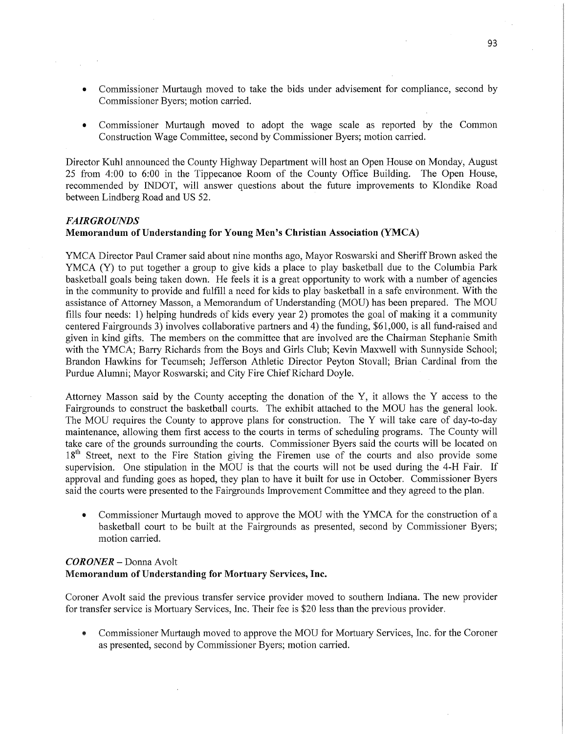- Commissioner Murtaugh moved to take the bids under advisement for compliance, second by Commissioner Byers; motion carried.

- Commissioner Murtaugh moved to adopt the wage scale as reported by the Common Construction Wage Committee, second by Commissioner Byers; motion carried.

Director Kuhl announced the County Highway Department will host an Open House on Monday, August 25 from 4:00 to 6:00 in the Tippecanoe Room of the County Office Building. The Open House, recommended by INDOT, will answer questions about the future improvements to Klondike Road between Lindberg Road and US 52.

***FAIRGROUNDS***

**Memorandum of Understanding for Young Men's Christian Association (YMCA)**

YMCA Director Paul Cramer said about nine months ago, Mayor Roswarski and Sheriff Brown asked the YMCA (Y) to put together a group to give kids a place to play basketball due to the Columbia Park basketball goals being taken down. He feels it is a great opportunity to work with a number of agencies in the community to provide and fulfill a need for kids to play basketball in a safe environment. With the assistance of Attorney Masson, a Memorandum of Understanding (MOU) has been prepared. The MOU fills four needs: 1) helping hundreds of kids every year 2) promotes the goal of making it a community centered Fairgrounds 3) involves collaborative partners and 4) the funding, $61,000, is all fund-raised and given in kind gifts. The members on the committee that are involved are the Chairman Stephanie Smith with the YMCA; Barry Richards from the Boys and Girls Club; Kevin Maxwell with Sunnyside School; Brandon Hawkins for Tecumseh; Jefferson Athletic Director Peyton Stovall; Brian Cardinal from the Purdue Alumni; Mayor Roswarski; and City Fire Chief Richard Doyle.

Attorney Masson said by the County accepting the donation of the Y, it allows the Y access to the Fairgrounds to construct the basketball courts. The exhibit attached to the MOU has the general look. The MOU requires the County to approve plans for construction. The Y will take care of day-to-day maintenance, allowing them first access to the courts in terms of scheduling programs. The County will take care of the grounds surrounding the courts. Commissioner Byers said the courts will be located on 18th Street, next to the Fire Station giving the Firemen use of the courts and also provide some supervision. One stipulation in the MOU is that the courts will not be used during the 4-H Fair. If approval and funding goes as hoped, they plan to have it built for use in October. Commissioner Byers said the courts were presented to the Fairgrounds Improvement Committee and they agreed to the plan.

- Commissioner Murtaugh moved to approve the MOU with the YMCA for the construction of a basketball court to be built at the Fairgrounds as presented, second by Commissioner Byers; motion carried.

***CORONER*** – Donna Avolt

**Memorandum of Understanding for Mortuary Services, Inc.**

Coroner Avolt said the previous transfer service provider moved to southern Indiana. The new provider for transfer service is Mortuary Services, Inc. Their fee is $20 less than the previous provider.

- Commissioner Murtaugh moved to approve the MOU for Mortuary Services, Inc. for the Coroner as presented, second by Commissioner Byers; motion carried.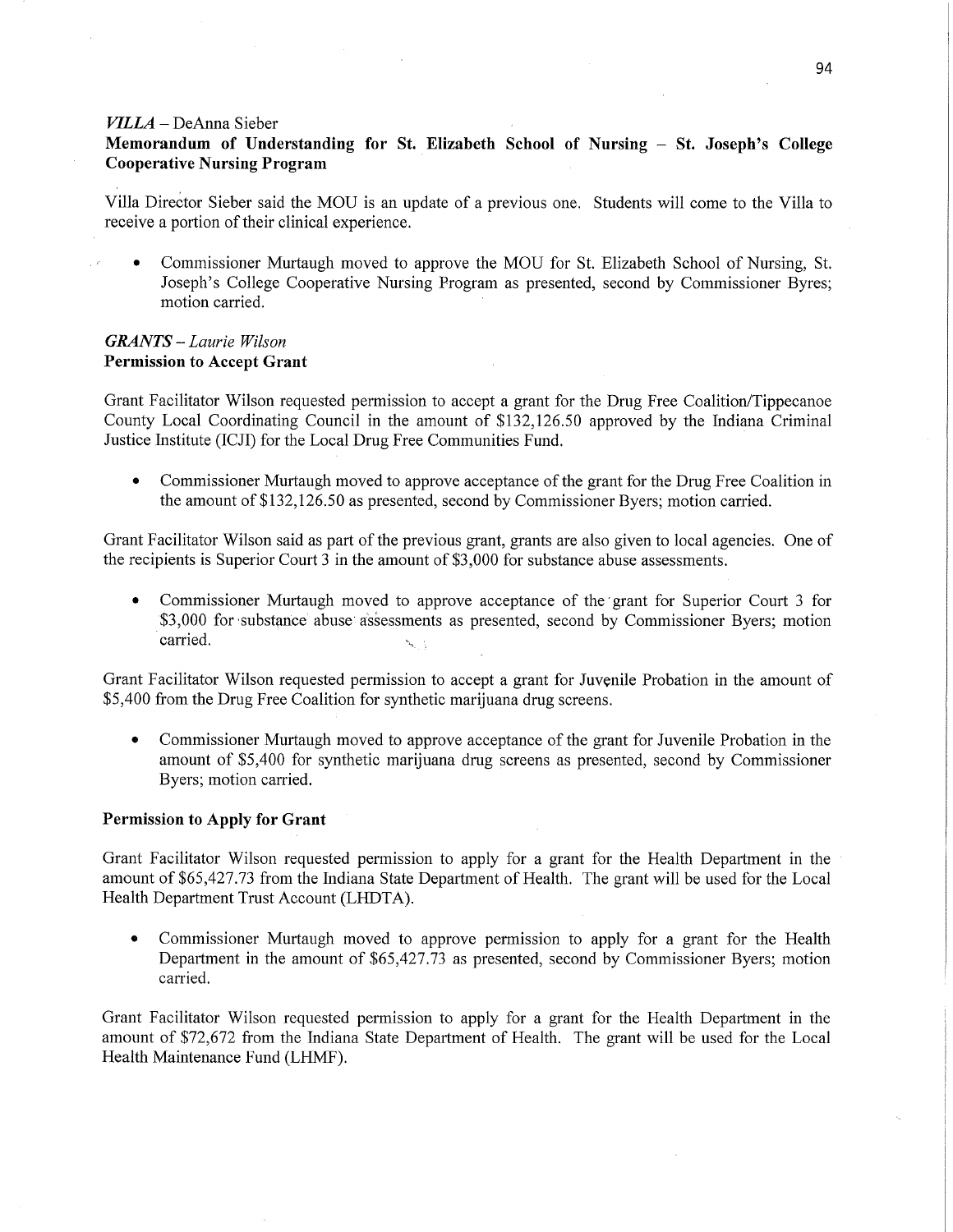*VILLA* – DeAnna Sieber

**Memorandum of Understanding for St. Elizabeth School of Nursing – St. Joseph's College Cooperative Nursing Program**

Villa Director Sieber said the MOU is an update of a previous one. Students will come to the Villa to receive a portion of their clinical experience.

- Commissioner Murtaugh moved to approve the MOU for St. Elizabeth School of Nursing, St. Joseph's College Cooperative Nursing Program as presented, second by Commissioner Byres; motion carried.

*GRANTS – Laurie Wilson*

**Permission to Accept Grant**

Grant Facilitator Wilson requested permission to accept a grant for the Drug Free Coalition/Tippecanoe County Local Coordinating Council in the amount of $132,126.50 approved by the Indiana Criminal Justice Institute (ICJI) for the Local Drug Free Communities Fund.

- Commissioner Murtaugh moved to approve acceptance of the grant for the Drug Free Coalition in the amount of $132,126.50 as presented, second by Commissioner Byers; motion carried.

Grant Facilitator Wilson said as part of the previous grant, grants are also given to local agencies. One of the recipients is Superior Court 3 in the amount of $3,000 for substance abuse assessments.

- Commissioner Murtaugh moved to approve acceptance of the grant for Superior Court 3 for $3,000 for substance abuse assessments as presented, second by Commissioner Byers; motion carried.

Grant Facilitator Wilson requested permission to accept a grant for Juvenile Probation in the amount of $5,400 from the Drug Free Coalition for synthetic marijuana drug screens.

- Commissioner Murtaugh moved to approve acceptance of the grant for Juvenile Probation in the amount of $5,400 for synthetic marijuana drug screens as presented, second by Commissioner Byers; motion carried.

**Permission to Apply for Grant**

Grant Facilitator Wilson requested permission to apply for a grant for the Health Department in the amount of $65,427.73 from the Indiana State Department of Health. The grant will be used for the Local Health Department Trust Account (LHDTA).

- Commissioner Murtaugh moved to approve permission to apply for a grant for the Health Department in the amount of $65,427.73 as presented, second by Commissioner Byers; motion carried.

Grant Facilitator Wilson requested permission to apply for a grant for the Health Department in the amount of $72,672 from the Indiana State Department of Health. The grant will be used for the Local Health Maintenance Fund (LHMF).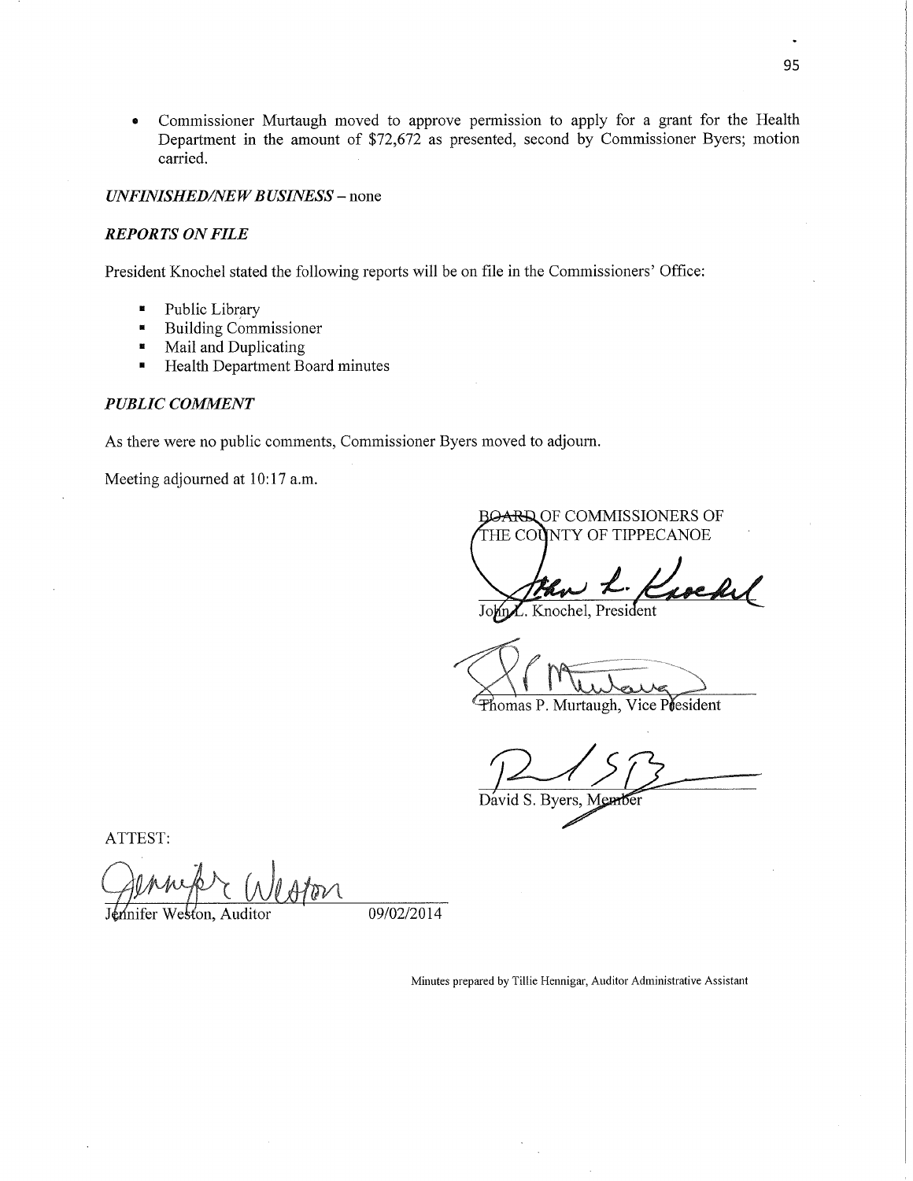- Commissioner Murtaugh moved to approve permission to apply for a grant for the Health Department in the amount of $72,672 as presented, second by Commissioner Byers; motion carried.

***UNFINISHED/NEW BUSINESS*** – none

***REPORTS ON FILE***

President Knochel stated the following reports will be on file in the Commissioners' Office:

- Public Library
- Building Commissioner
- Mail and Duplicating
- Health Department Board minutes

***PUBLIC COMMENT***

As there were no public comments, Commissioner Byers moved to adjourn.

Meeting adjourned at 10:17 a.m.

BOARD OF COMMISSIONERS OF
THE COUNTY OF TIPPECANOE

John L. Knochel, President

Thomas P. Murtaugh, Vice President

David S. Byers, Member

ATTEST:

Jennifer Weston, Auditor 09/02/2014

Minutes prepared by Tillie Hennigar, Auditor Administrative Assistant